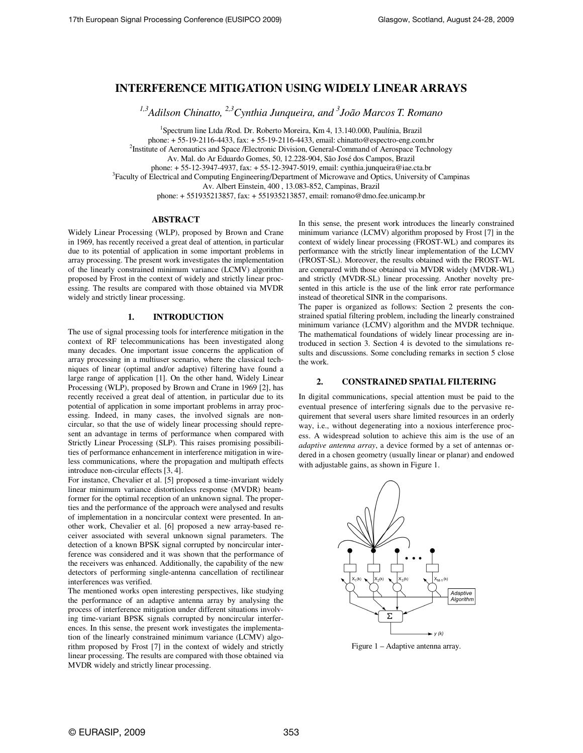# INTERFERENCE MITIGATION USING WIDELY LINEAR ARRAYS

[1,3]*Adilson Chinatto,* [2,3]*Cynthia Junqueira, and* [3]*João Marcos T. Romano*

[1]Spectrum line Ltda /Rod. Dr. Roberto Moreira, Km 4, 13.140.000, Paulínia, Brazil
phone: + 55-19-2116-4433, fax: + 55-19-2116-4433, email: chinatto@espectro-eng.com.br
[2]Institute of Aeronautics and Space /Electronic Division, General-Command of Aerospace Technology
Av. Mal. do Ar Eduardo Gomes, 50, 12.228-904, São José dos Campos, Brazil
phone: + 55-12-3947-4937, fax: + 55-12-3947-5019, email: cynthia.junqueira@iae.cta.br
[3]Faculty of Electrical and Computing Engineering/Department of Microwave and Optics, University of Campinas
Av. Albert Einstein, 400 , 13.083-852, Campinas, Brazil
phone: + 551935213857, fax: + 551935213857, email: romano@dmo.fee.unicamp.br

## ABSTRACT

Widely Linear Processing (WLP), proposed by Brown and Crane in 1969, has recently received a great deal of attention, in particular due to its potential of application in some important problems in array processing. The present work investigates the implementation of the linearly constrained minimum variance (LCMV) algorithm proposed by Frost in the context of widely and strictly linear processing. The results are compared with those obtained via MVDR widely and strictly linear processing.

## 1. INTRODUCTION

The use of signal processing tools for interference mitigation in the context of RF telecommunications has been investigated along many decades. One important issue concerns the application of array processing in a multiuser scenario, where the classical techniques of linear (optimal and/or adaptive) filtering have found a large range of application [1]. On the other hand, Widely Linear Processing (WLP), proposed by Brown and Crane in 1969 [2], has recently received a great deal of attention, in particular due to its potential of application in some important problems in array processing. Indeed, in many cases, the involved signals are non-circular, so that the use of widely linear processing should represent an advantage in terms of performance when compared with Strictly Linear Processing (SLP). This raises promising possibilities of performance enhancement in interference mitigation in wireless communications, where the propagation and multipath effects introduce non-circular effects [3, 4].

For instance, Chevalier et al. [5] proposed a time-invariant widely linear minimum variance distortionless response (MVDR) beamformer for the optimal reception of an unknown signal. The properties and the performance of the approach were analysed and results of implementation in a noncircular context were presented. In another work, Chevalier et al. [6] proposed a new array-based receiver associated with several unknown signal parameters. The detection of a known BPSK signal corrupted by noncircular interference was considered and it was shown that the performance of the receivers was enhanced. Additionally, the capability of the new detectors of performing single-antenna cancellation of rectilinear interferences was verified.

The mentioned works open interesting perspectives, like studying the performance of an adaptive antenna array by analysing the process of interference mitigation under different situations involving time-variant BPSK signals corrupted by noncircular interferences. In this sense, the present work investigates the implementation of the linearly constrained minimum variance (LCMV) algorithm proposed by Frost [7] in the context of widely and strictly linear processing. The results are compared with those obtained via MVDR widely and strictly linear processing.

In this sense, the present work introduces the linearly constrained minimum variance (LCMV) algorithm proposed by Frost [7] in the context of widely linear processing (FROST-WL) and compares its performance with the strictly linear implementation of the LCMV (FROST-SL). Moreover, the results obtained with the FROST-WL are compared with those obtained via MVDR widely (MVDR-WL) and strictly (MVDR-SL) linear processing. Another novelty presented in this article is the use of the link error rate performance instead of theoretical SINR in the comparisons.

The paper is organized as follows: Section 2 presents the constrained spatial filtering problem, including the linearly constrained minimum variance (LCMV) algorithm and the MVDR technique. The mathematical foundations of widely linear processing are introduced in section 3. Section 4 is devoted to the simulations results and discussions. Some concluding remarks in section 5 close the work.

## 2. CONSTRAINED SPATIAL FILTERING

In digital communications, special attention must be paid to the eventual presence of interfering signals due to the pervasive requirement that several users share limited resources in an orderly way, i.e., without degenerating into a noxious interference process. A widespread solution to achieve this aim is the use of an *adaptive antenna array*, a device formed by a set of antennas ordered in a chosen geometry (usually linear or planar) and endowed with adjustable gains, as shown in Figure 1.

Figure 1 – Adaptive antenna array.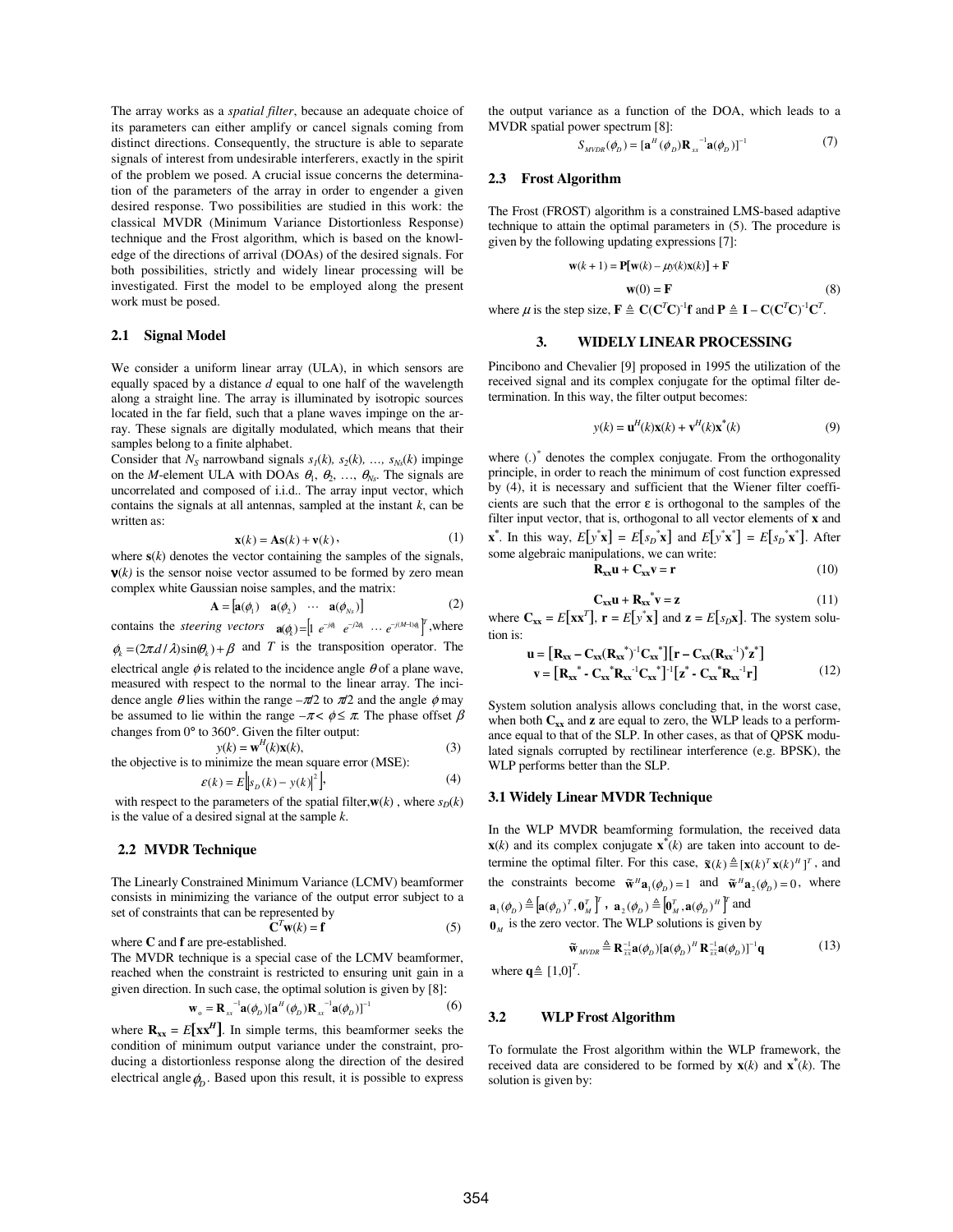The array works as a *spatial filter*, because an adequate choice of its parameters can either amplify or cancel signals coming from distinct directions. Consequently, the structure is able to separate signals of interest from undesirable interferers, exactly in the spirit of the problem we posed. A crucial issue concerns the determination of the parameters of the array in order to engender a given desired response. Two possibilities are studied in this work: the classical MVDR (Minimum Variance Distortionless Response) technique and the Frost algorithm, which is based on the knowledge of the directions of arrival (DOAs) of the desired signals. For both possibilities, strictly and widely linear processing will be investigated. First the model to be employed along the present work must be posed.

## 2.1 Signal Model

We consider a uniform linear array (ULA), in which sensors are equally spaced by a distance $d$ equal to one half of the wavelength along a straight line. The array is illuminated by isotropic sources located in the far field, such that a plane waves impinge on the array. These signals are digitally modulated, which means that their samples belong to a finite alphabet.

Consider that $N_S$ narrowband signals $s_1(k)$, $s_2(k)$, …, $s_{N_S}(k)$ impinge on the $M$-element ULA with DOAs $\theta_1$, $\theta_2$, …, $\theta_{N_S}$. The signals are uncorrelated and composed of i.i.d.. The array input vector, which contains the signals at all antennas, sampled at the instant $k$, can be written as:

$$\mathbf{x}(k) = \mathbf{A}\mathbf{s}(k) + \mathbf{v}(k), \tag{1}$$

where $\mathbf{s}(k)$ denotes the vector containing the samples of the signals, $\mathbf{v}(k)$ is the sensor noise vector assumed to be formed by zero mean complex white Gaussian noise samples, and the matrix:

$$\mathbf{A} = [\mathbf{a}(\phi_1) \quad \mathbf{a}(\phi_2) \quad \cdots \quad \mathbf{a}(\phi_{N_S})] \tag{2}$$

contains the *steering vectors* $\mathbf{a}(\phi_k) = [1 \;\; e^{-j\phi_k} \;\; e^{-j2\phi_k} \;\; \cdots \;\; e^{-j(M-1)\phi_k}]^T$, where $\phi_k = (2\pi d/\lambda)\sin(\theta_k) + \beta$ and $T$ is the transposition operator. The electrical angle $\phi$ is related to the incidence angle $\theta$ of a plane wave, measured with respect to the normal to the linear array. The incidence angle $\theta$ lies within the range $-\pi/2$ to $\pi/2$ and the angle $\phi$ may be assumed to lie within the range $-\pi < \phi \leq \pi$. The phase offset $\beta$ changes from 0° to 360°. Given the filter output:

$$y(k) = \mathbf{w}^H(k)\mathbf{x}(k), \tag{3}$$

the objective is to minimize the mean square error (MSE):

$$\varepsilon(k) = E\left[|s_D(k) - y(k)|^2\right], \tag{4}$$

with respect to the parameters of the spatial filter, $\mathbf{w}(k)$, where $s_D(k)$ is the value of a desired signal at the sample $k$.

## 2.2 MVDR Technique

The Linearly Constrained Minimum Variance (LCMV) beamformer consists in minimizing the variance of the output error subject to a set of constraints that can be represented by

$$\mathbf{C}^T\mathbf{w}(k) = \mathbf{f} \tag{5}$$

where $\mathbf{C}$ and $\mathbf{f}$ are pre-established.

The MVDR technique is a special case of the LCMV beamformer, reached when the constraint is restricted to ensuring unit gain in a given direction. In such case, the optimal solution is given by [8]:

$$\mathbf{w}_o = \mathbf{R}_{xx}^{-1}\mathbf{a}(\phi_D)[\mathbf{a}^H(\phi_D)\mathbf{R}_{xx}^{-1}\mathbf{a}(\phi_D)]^{-1} \tag{6}$$

where $\mathbf{R_{xx}} = E[\mathbf{x}\mathbf{x}^H]$. In simple terms, this beamformer seeks the condition of minimum output variance under the constraint, producing a distortionless response along the direction of the desired electrical angle $\phi_D$. Based upon this result, it is possible to express the output variance as a function of the DOA, which leads to a MVDR spatial power spectrum [8]:

$$S_{MVDR}(\phi_D) = [\mathbf{a}^H(\phi_D)\mathbf{R}_{xx}^{-1}\mathbf{a}(\phi_D)]^{-1} \tag{7}$$

## 2.3 Frost Algorithm

The Frost (FROST) algorithm is a constrained LMS-based adaptive technique to attain the optimal parameters in (5). The procedure is given by the following updating expressions [7]:

$$\mathbf{w}(k+1) = \mathbf{P}[\mathbf{w}(k) - \mu y(k)\mathbf{x}(k)] + \mathbf{F}$$

$$\mathbf{w}(0) = \mathbf{F} \tag{8}$$

where $\mu$ is the step size, $\mathbf{F} \triangleq \mathbf{C}(\mathbf{C}^T\mathbf{C})^{-1}\mathbf{f}$ and $\mathbf{P} \triangleq \mathbf{I} - \mathbf{C}(\mathbf{C}^T\mathbf{C})^{-1}\mathbf{C}^T$.

# 3. WIDELY LINEAR PROCESSING

Pincibono and Chevalier [9] proposed in 1995 the utilization of the received signal and its complex conjugate for the optimal filter determination. In this way, the filter output becomes:

$$y(k) = \mathbf{u}^H(k)\mathbf{x}(k) + \mathbf{v}^H(k)\mathbf{x}^*(k) \tag{9}$$

where $(.)^*$ denotes the complex conjugate. From the orthogonality principle, in order to reach the minimum of cost function expressed by (4), it is necessary and sufficient that the Wiener filter coefficients are such that the error $\varepsilon$ is orthogonal to the samples of the filter input vector, that is, orthogonal to all vector elements of $\mathbf{x}$ and $\mathbf{x}^*$. In this way, $E[y^*\mathbf{x}] = E[s_D^*\mathbf{x}]$ and $E[y^*\mathbf{x}^*] = E[s_D^*\mathbf{x}^*]$. After some algebraic manipulations, we can write:

$$\mathbf{R_{xx}}\mathbf{u} + \mathbf{C_{xx}}\mathbf{v} = \mathbf{r} \tag{10}$$

$$\mathbf{C_{xx}}\mathbf{u} + \mathbf{R_{xx}}^*\mathbf{v} = \mathbf{z} \tag{11}$$

where $\mathbf{C_{xx}} = E[\mathbf{x}\mathbf{x}^T]$, $\mathbf{r} = E[y^*\mathbf{x}]$ and $\mathbf{z} = E[s_D\mathbf{x}]$. The system solution is:

$$\mathbf{u} = [\mathbf{R_{xx}} - \mathbf{C_{xx}}(\mathbf{R_{xx}}^*)^{-1}\mathbf{C_{xx}}^*][\mathbf{r} - \mathbf{C_{xx}}(\mathbf{R_{xx}}^{-1})^*\mathbf{z}^*]$$

$$\mathbf{v} = [\mathbf{R_{xx}}^* - \mathbf{C_{xx}}^*\mathbf{R_{xx}}^{-1}\mathbf{C_{xx}}^*]^{-1}[\mathbf{z}^* - \mathbf{C_{xx}}^*\mathbf{R_{xx}}^{-1}\mathbf{r}] \tag{12}$$

System solution analysis allows concluding that, in the worst case, when both $\mathbf{C_{xx}}$ and $\mathbf{z}$ are equal to zero, the WLP leads to a performance equal to that of the SLP. In other cases, as that of QPSK modulated signals corrupted by rectilinear interference (e.g. BPSK), the WLP performs better than the SLP.

## 3.1 Widely Linear MVDR Technique

In the WLP MVDR beamforming formulation, the received data $\mathbf{x}(k)$ and its complex conjugate $\mathbf{x}^*(k)$ are taken into account to determine the optimal filter. For this case, $\tilde{\mathbf{x}}(k) \triangleq [\mathbf{x}(k)^T \mathbf{x}(k)^H]^T$, and the constraints become $\tilde{\mathbf{w}}^H\mathbf{a}_1(\phi_D) = 1$ and $\tilde{\mathbf{w}}^H\mathbf{a}_2(\phi_D) = 0$, where $\mathbf{a}_1(\phi_D) \triangleq [\mathbf{a}(\phi_D)^T, \mathbf{0}_M^T]^T$, $\mathbf{a}_2(\phi_D) \triangleq [\mathbf{0}_M^T, \mathbf{a}(\phi_D)^H]^T$ and $\mathbf{0}_M$ is the zero vector. The WLP solutions is given by

$$\tilde{\mathbf{w}}_{MVDR} \triangleq \mathbf{R}_{\tilde{x}\tilde{x}}^{-1}\mathbf{a}(\phi_D)[\mathbf{a}(\phi_D)^H\mathbf{R}_{\tilde{x}\tilde{x}}^{-1}\mathbf{a}(\phi_D)]^{-1}\mathbf{q} \tag{13}$$

where $\mathbf{q} \triangleq [1, 0]^T$.

## 3.2 WLP Frost Algorithm

To formulate the Frost algorithm within the WLP framework, the received data are considered to be formed by $\mathbf{x}(k)$ and $\mathbf{x}^*(k)$. The solution is given by: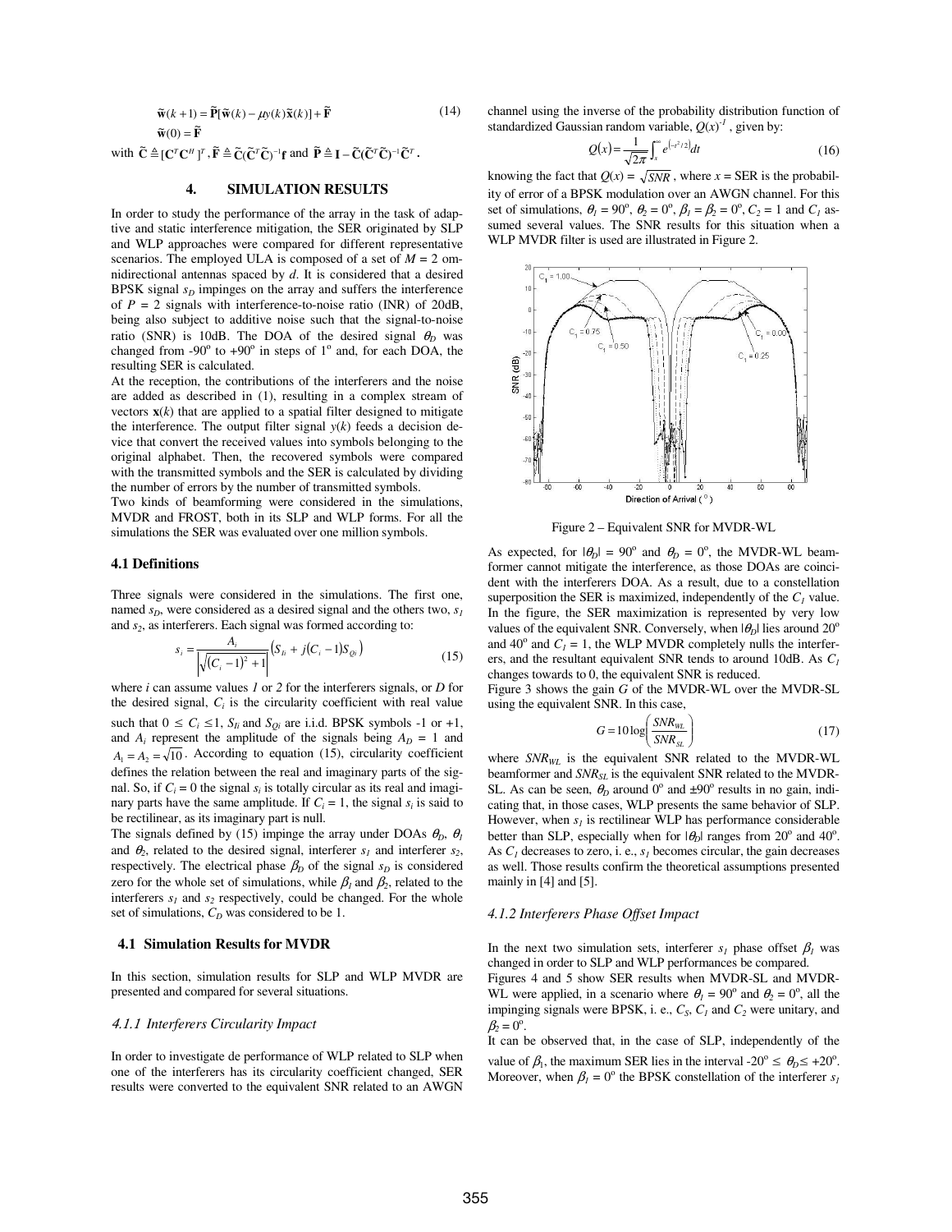$$\tilde{\mathbf{w}}(k+1) = \tilde{\mathbf{P}}[\tilde{\mathbf{w}}(k) - \mu y(k)\tilde{\mathbf{x}}(k)] + \tilde{\mathbf{F}} \tag{14}$$

$$\tilde{\mathbf{w}}(0) = \tilde{\mathbf{F}}$$

with $\tilde{\mathbf{C}} \triangleq [\mathbf{C}^T \mathbf{C}^H]^T$, $\tilde{\mathbf{F}} \triangleq \tilde{\mathbf{C}}(\tilde{\mathbf{C}}^T\tilde{\mathbf{C}})^{-1}\mathbf{f}$ and $\tilde{\mathbf{P}} \triangleq \mathbf{I} - \tilde{\mathbf{C}}(\tilde{\mathbf{C}}^T\tilde{\mathbf{C}})^{-1}\tilde{\mathbf{C}}^T$.

## 4. SIMULATION RESULTS

In order to study the performance of the array in the task of adaptive and static interference mitigation, the SER originated by SLP and WLP approaches were compared for different representative scenarios. The employed ULA is composed of a set of $M = 2$ omnidirectional antennas spaced by $d$. It is considered that a desired BPSK signal $s_D$ impinges on the array and suffers the interference of $P = 2$ signals with interference-to-noise ratio (INR) of 20dB, being also subject to additive noise such that the signal-to-noise ratio (SNR) is 10dB. The DOA of the desired signal $\theta_D$ was changed from -90° to +90° in steps of 1° and, for each DOA, the resulting SER is calculated.

At the reception, the contributions of the interferers and the noise are added as described in (1), resulting in a complex stream of vectors $\mathbf{x}(k)$ that are applied to a spatial filter designed to mitigate the interference. The output filter signal $y(k)$ feeds a decision device that convert the received values into symbols belonging to the original alphabet. Then, the recovered symbols were compared with the transmitted symbols and the SER is calculated by dividing the number of errors by the number of transmitted symbols.

Two kinds of beamforming were considered in the simulations, MVDR and FROST, both in its SLP and WLP forms. For all the simulations the SER was evaluated over one million symbols.

### 4.1 Definitions

Three signals were considered in the simulations. The first one, named $s_D$, were considered as a desired signal and the others two, $s_1$ and $s_2$, as interferers. Each signal was formed according to:

$$s_i = \frac{A_i}{\sqrt{(C_i - 1)^2 + 1}}\left(S_{Ii} + j(C_i - 1)S_{Qi}\right) \tag{15}$$

where $i$ can assume values $1$ or $2$ for the interferers signals, or $D$ for the desired signal, $C_i$ is the circularity coefficient with real value such that $0 \leq C_i \leq 1$, $S_{Ii}$ and $S_{Qi}$ are i.i.d. BPSK symbols -1 or +1, and $A_i$ represent the amplitude of the signals being $A_D = 1$ and $A_1 = A_2 = \sqrt{10}$. According to equation (15), circularity coefficient defines the relation between the real and imaginary parts of the signal. So, if $C_i = 0$ the signal $s_i$ is totally circular as its real and imaginary parts have the same amplitude. If $C_i = 1$, the signal $s_i$ is said to be rectilinear, as its imaginary part is null.

The signals defined by (15) impinge the array under DOAs $\theta_D$, $\theta_1$ and $\theta_2$, related to the desired signal, interferer $s_1$ and interferer $s_2$, respectively. The electrical phase $\beta_D$ of the signal $s_D$ is considered zero for the whole set of simulations, while $\beta_1$ and $\beta_2$, related to the interferers $s_1$ and $s_2$ respectively, could be changed. For the whole set of simulations, $C_D$ was considered to be 1.

### 4.1 Simulation Results for MVDR

In this section, simulation results for SLP and WLP MVDR are presented and compared for several situations.

#### *4.1.1 Interferers Circularity Impact*

In order to investigate de performance of WLP related to SLP when one of the interferers has its circularity coefficient changed, SER results were converted to the equivalent SNR related to an AWGN channel using the inverse of the probability distribution function of standardized Gaussian random variable, $Q(x)^{-1}$, given by:

$$Q(x) = \frac{1}{\sqrt{2\pi}}\int_x^{\infty} e^{\left(-t^2/2\right)}dt \tag{16}$$

knowing the fact that $Q(x) = \sqrt{SNR}$, where $x$ = SER is the probability of error of a BPSK modulation over an AWGN channel. For this set of simulations, $\theta_1 = 90°$, $\theta_2 = 0°$, $\beta_1 = \beta_2 = 0°$, $C_2 = 1$ and $C_1$ assumed several values. The SNR results for this situation when a WLP MVDR filter is used are illustrated in Figure 2.

Figure 2 – Equivalent SNR for MVDR-WL

As expected, for $|\theta_D| = 90°$ and $\theta_D = 0°$, the MVDR-WL beamformer cannot mitigate the interference, as those DOAs are coincident with the interferers DOA. As a result, due to a constellation superposition the SER is maximized, independently of the $C_1$ value. In the figure, the SER maximization is represented by very low values of the equivalent SNR. Conversely, when $|\theta_D|$ lies around 20° and 40° and $C_1 = 1$, the WLP MVDR completely nulls the interferers, and the resultant equivalent SNR tends to around 10dB. As $C_1$ changes towards to 0, the equivalent SNR is reduced.

Figure 3 shows the gain $G$ of the MVDR-WL over the MVDR-SL using the equivalent SNR. In this case,

$$G = 10\log\left(\frac{SNR_{WL}}{SNR_{SL}}\right) \tag{17}$$

where $SNR_{WL}$ is the equivalent SNR related to the MVDR-WL beamformer and $SNR_{SL}$ is the equivalent SNR related to the MVDR-SL. As can be seen, $\theta_D$ around 0° and ±90° results in no gain, indicating that, in those cases, WLP presents the same behavior of SLP. However, when $s_1$ is rectilinear WLP has performance considerable better than SLP, especially when for $|\theta_D|$ ranges from 20° and 40°. As $C_1$ decreases to zero, i. e., $s_1$ becomes circular, the gain decreases as well. Those results confirm the theoretical assumptions presented mainly in [4] and [5].

#### *4.1.2 Interferers Phase Offset Impact*

In the next two simulation sets, interferer $s_1$ phase offset $\beta_1$ was changed in order to SLP and WLP performances be compared.

Figures 4 and 5 show SER results when MVDR-SL and MVDR-WL were applied, in a scenario where $\theta_1 = 90°$ and $\theta_2 = 0°$, all the impinging signals were BPSK, i. e., $C_S$, $C_1$ and $C_2$ were unitary, and $\beta_2 = 0°$.

It can be observed that, in the case of SLP, independently of the value of $\beta_1$, the maximum SER lies in the interval $-20° \leq \theta_D \leq +20°$. Moreover, when $\beta_1 = 0°$ the BPSK constellation of the interferer $s_1$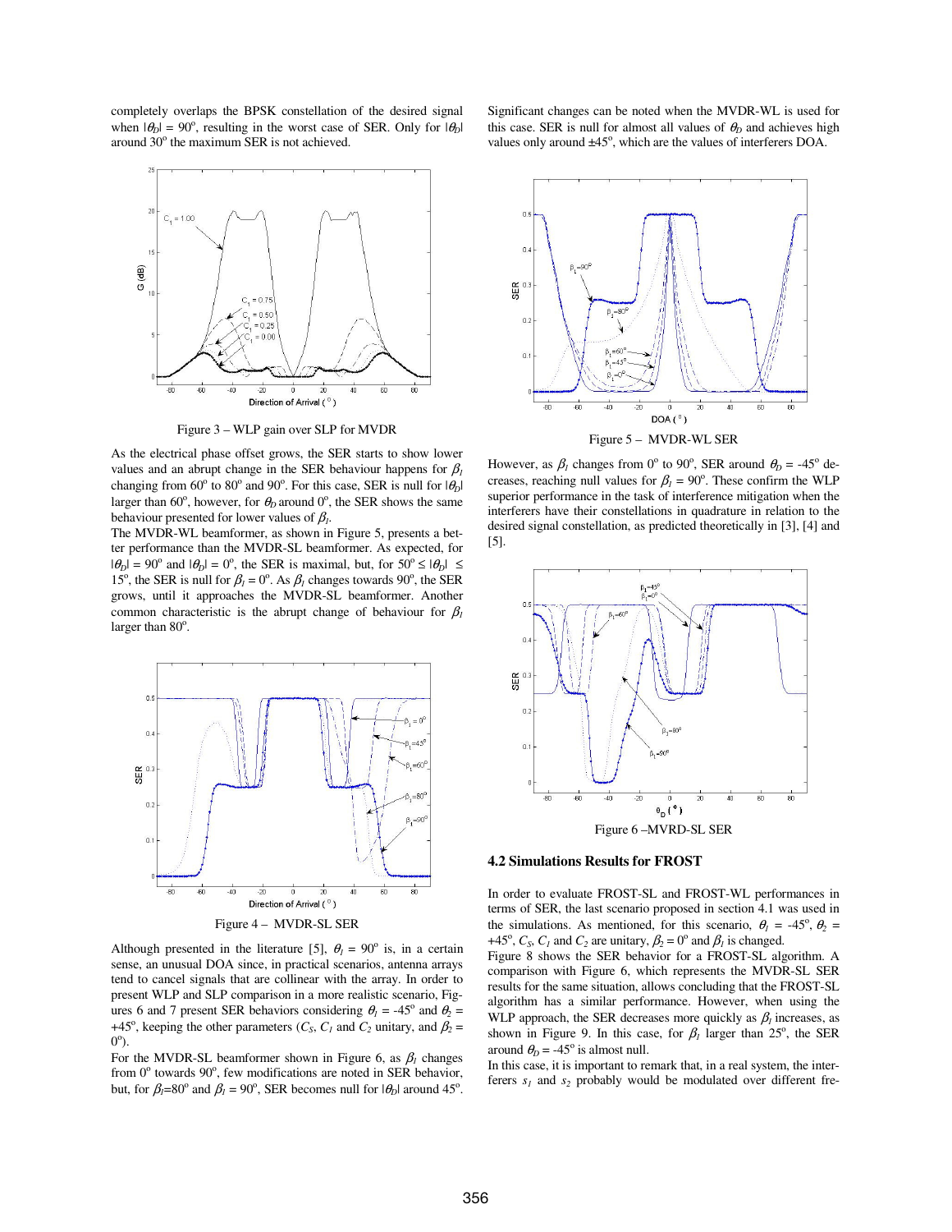completely overlaps the BPSK constellation of the desired signal when $|\theta_D| = 90^o$, resulting in the worst case of SER. Only for $|\theta_D|$ around $30^o$ the maximum SER is not achieved.

Figure 3 – WLP gain over SLP for MVDR

As the electrical phase offset grows, the SER starts to show lower values and an abrupt change in the SER behaviour happens for $\beta_I$ changing from $60^o$ to $80^o$ and $90^o$. For this case, SER is null for $|\theta_D|$ larger than $60^o$, however, for $\theta_D$ around $0^o$, the SER shows the same behaviour presented for lower values of $\beta_I$.

The MVDR-WL beamformer, as shown in Figure 5, presents a better performance than the MVDR-SL beamformer. As expected, for $|\theta_D| = 90^o$ and $|\theta_D| = 0^o$, the SER is maximal, but, for $50^o \leq |\theta_D| \leq 15^o$, the SER is null for $\beta_I = 0^o$. As $\beta_I$ changes towards $90^o$, the SER grows, until it approaches the MVDR-SL beamformer. Another common characteristic is the abrupt change of behaviour for $\beta_I$ larger than $80^o$.

Figure 4 – MVDR-SL SER

Although presented in the literature [5], $\theta_I = 90^o$ is, in a certain sense, an unusual DOA since, in practical scenarios, antenna arrays tend to cancel signals that are collinear with the array. In order to present WLP and SLP comparison in a more realistic scenario, Figures 6 and 7 present SER behaviors considering $\theta_1 = -45^o$ and $\theta_2 = +45^o$, keeping the other parameters ($C_S$, $C_1$ and $C_2$ unitary, and $\beta_2 = 0^o$).

For the MVDR-SL beamformer shown in Figure 6, as $\beta_I$ changes from $0^o$ towards $90^o$, few modifications are noted in SER behavior, but, for $\beta_I$=$80^o$ and $\beta_I = 90^o$, SER becomes null for $|\theta_D|$ around $45^o$.

Significant changes can be noted when the MVDR-WL is used for this case. SER is null for almost all values of $\theta_D$ and achieves high values only around $\pm45^o$, which are the values of interferers DOA.

Figure 5 – MVDR-WL SER

However, as $\beta_I$ changes from $0^o$ to $90^o$, SER around $\theta_D = -45^o$ decreases, reaching null values for $\beta_I = 90^o$. These confirm the WLP superior performance in the task of interference mitigation when the interferers have their constellations in quadrature in relation to the desired signal constellation, as predicted theoretically in [3], [4] and [5].

Figure 6 –MVRD-SL SER

### 4.2 Simulations Results for FROST

In order to evaluate FROST-SL and FROST-WL performances in terms of SER, the last scenario proposed in section 4.1 was used in the simulations. As mentioned, for this scenario, $\theta_I = -45^o$, $\theta_2 = +45^o$, $C_S$, $C_1$ and $C_2$ are unitary, $\beta_2 = 0^o$ and $\beta_I$ is changed.

Figure 8 shows the SER behavior for a FROST-SL algorithm. A comparison with Figure 6, which represents the MVDR-SL SER results for the same situation, allows concluding that the FROST-SL algorithm has a similar performance. However, when using the WLP approach, the SER decreases more quickly as $\beta_I$ increases, as shown in Figure 9. In this case, for $\beta_I$ larger than $25^o$, the SER around $\theta_D = -45^o$ is almost null.

In this case, it is important to remark that, in a real system, the interferers $s_1$ and $s_2$ probably would be modulated over different fre-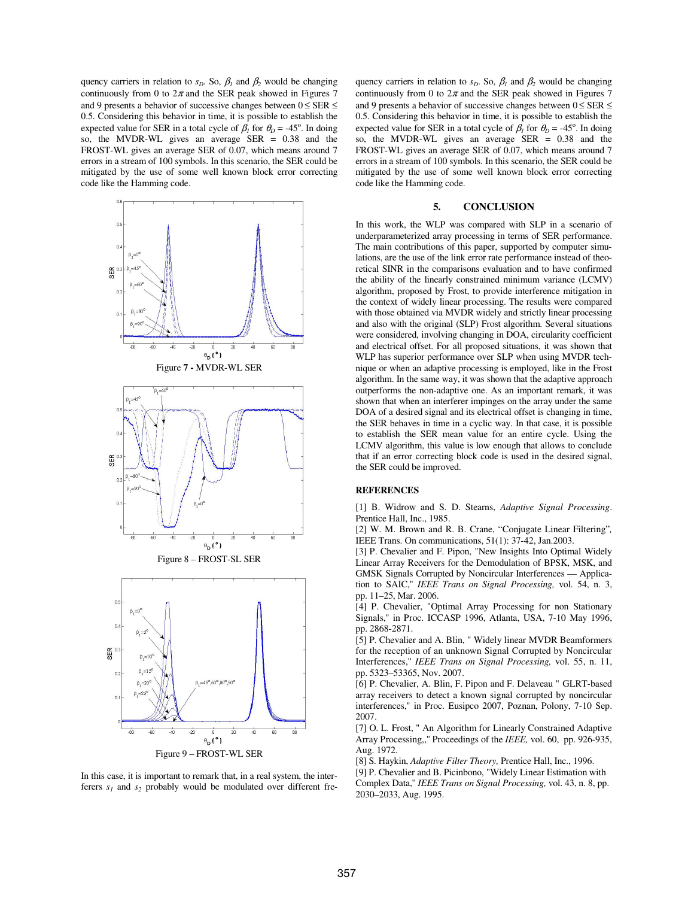quency carriers in relation to $s_D$. So, $\beta_1$ and $\beta_2$ would be changing continuously from 0 to $2\pi$ and the SER peak showed in Figures 7 and 9 presents a behavior of successive changes between $0 \leq$ SER $\leq$ 0.5. Considering this behavior in time, it is possible to establish the expected value for SER in a total cycle of $\beta_1$ for $\theta_D = -45^o$. In doing so, the MVDR-WL gives an average SER = 0.38 and the FROST-WL gives an average SER of 0.07, which means around 7 errors in a stream of 100 symbols. In this scenario, the SER could be mitigated by the use of some well known block error correcting code like the Hamming code.

SER

$\theta_D$ (°)

$\beta_1$=0°

$\beta_1$=45°

$\beta_1$=60°

$\beta_1$=80°

$\beta_1$=90°

Figure **7 -** MVDR-WL SER

SER

$\theta_D$ (°)

$\beta_1$=45°

$\beta_1$=60°

$\beta_1$=80°

$\beta_1$=90°

$\beta_1$=0°

Figure 8 – FROST-SL SER

SER

$\theta_D$ (°)

$\beta_1$=0°

$\beta_1$=5°

$\beta_1$=10°

$\beta_1$=15°

$\beta_1$=20°

$\beta_1$=25°

$\beta_1$=45°,60°,80°,90°

Figure 9 – FROST-WL SER

In this case, it is important to remark that, in a real system, the interferers $s_1$ and $s_2$ probably would be modulated over different frequency carriers in relation to $s_D$. So, $\beta_1$ and $\beta_2$ would be changing continuously from 0 to $2\pi$ and the SER peak showed in Figures 7 and 9 presents a behavior of successive changes between $0 \leq$ SER $\leq$ 0.5. Considering this behavior in time, it is possible to establish the expected value for SER in a total cycle of $\beta_1$ for $\theta_D = -45^o$. In doing so, the MVDR-WL gives an average SER = 0.38 and the FROST-WL gives an average SER of 0.07, which means around 7 errors in a stream of 100 symbols. In this scenario, the SER could be mitigated by the use of some well known block error correcting code like the Hamming code.

## 5. CONCLUSION

In this work, the WLP was compared with SLP in a scenario of underparameterized array processing in terms of SER performance. The main contributions of this paper, supported by computer simulations, are the use of the link error rate performance instead of theoretical SINR in the comparisons evaluation and to have confirmed the ability of the linearly constrained minimum variance (LCMV) algorithm, proposed by Frost, to provide interference mitigation in the context of widely linear processing. The results were compared with those obtained via MVDR widely and strictly linear processing and also with the original (SLP) Frost algorithm. Several situations were considered, involving changing in DOA, circularity coefficient and electrical offset. For all proposed situations, it was shown that WLP has superior performance over SLP when using MVDR technique or when an adaptive processing is employed, like in the Frost algorithm. In the same way, it was shown that the adaptive approach outperforms the non-adaptive one. As an important remark, it was shown that when an interferer impinges on the array under the same DOA of a desired signal and its electrical offset is changing in time, the SER behaves in time in a cyclic way. In that case, it is possible to establish the SER mean value for an entire cycle. Using the LCMV algorithm, this value is low enough that allows to conclude that if an error correcting block code is used in the desired signal, the SER could be improved.

### REFERENCES

[1] B. Widrow and S. D. Stearns, *Adaptive Signal Processing*. Prentice Hall, Inc., 1985.

[2] W. M. Brown and R. B. Crane, "Conjugate Linear Filtering"*,* IEEE Trans. On communications, 51(1): 37-42, Jan.2003.

[3] P. Chevalier and F. Pipon, "New Insights Into Optimal Widely Linear Array Receivers for the Demodulation of BPSK, MSK, and GMSK Signals Corrupted by Noncircular Interferences — Application to SAIC," *IEEE Trans on Signal Processing,* vol. 54, n. 3, pp. 11–25, Mar. 2006.

[4] P. Chevalier, "Optimal Array Processing for non Stationary Signals," in Proc. ICCASP 1996, Atlanta, USA, 7-10 May 1996, pp. 2868-2871.

[5] P. Chevalier and A. Blin, " Widely linear MVDR Beamformers for the reception of an unknown Signal Corrupted by Noncircular Interferences," *IEEE Trans on Signal Processing,* vol. 55, n. 11, pp. 5323–53365, Nov. 2007.

[6] P. Chevalier, A. Blin, F. Pipon and F. Delaveau " GLRT-based array receivers to detect a known signal corrupted by noncircular interferences," in Proc. Eusipco 2007, Poznan, Polony, 7-10 Sep. 2007.

[7] O. L. Frost, " An Algorithm for Linearly Constrained Adaptive Array Processing,," Proceedings of the *IEEE,* vol. 60, pp. 926-935, Aug. 1972.

[8] S. Haykin, *Adaptive Filter Theory,* Prentice Hall, Inc., 1996.

[9] P. Chevalier and B. Picinbono, "Widely Linear Estimation with Complex Data," *IEEE Trans on Signal Processing,* vol. 43, n. 8, pp. 2030–2033, Aug. 1995.